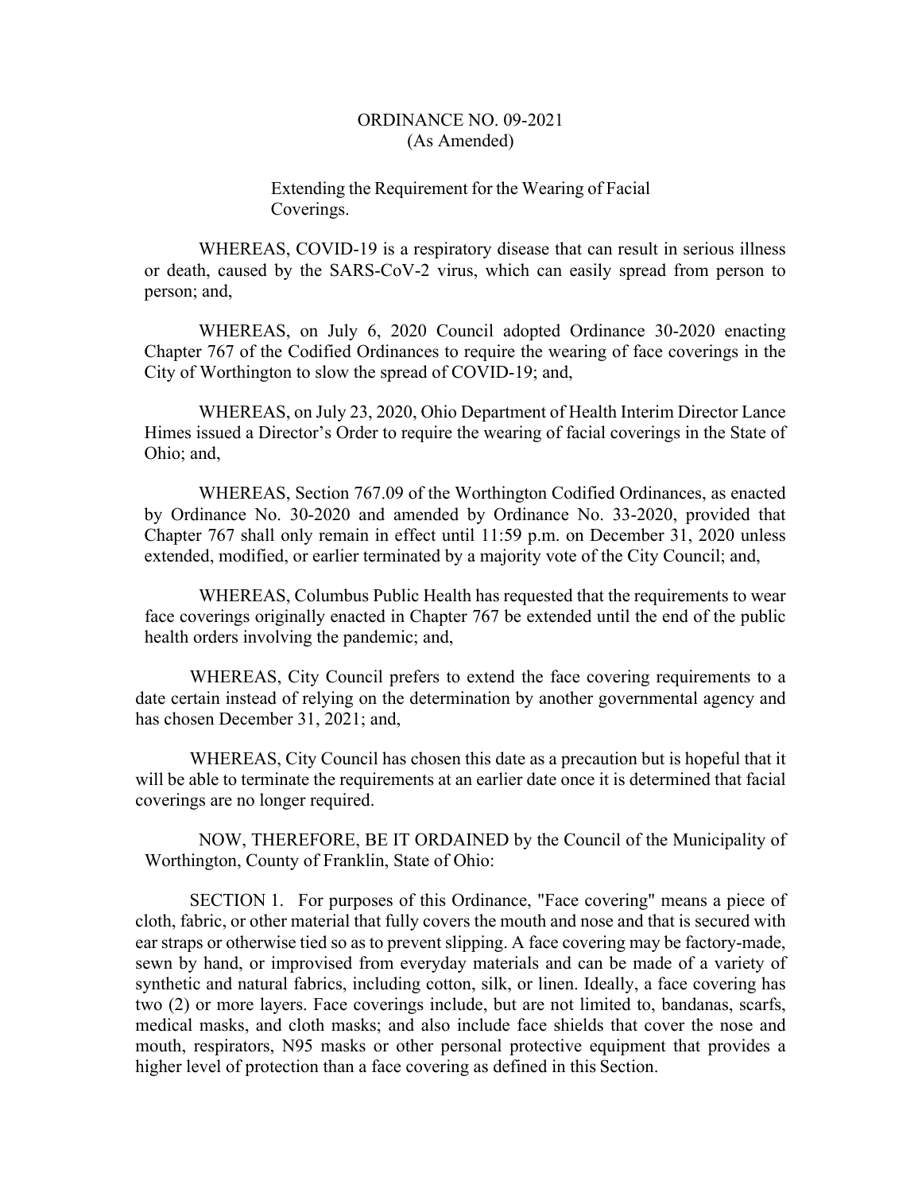# ORDINANCE NO. 09-2021
(As Amended)

Extending the Requirement for the Wearing of Facial Coverings.

WHEREAS, COVID-19 is a respiratory disease that can result in serious illness or death, caused by the SARS-CoV-2 virus, which can easily spread from person to person; and,

WHEREAS, on July 6, 2020 Council adopted Ordinance 30-2020 enacting Chapter 767 of the Codified Ordinances to require the wearing of face coverings in the City of Worthington to slow the spread of COVID-19; and,

WHEREAS, on July 23, 2020, Ohio Department of Health Interim Director Lance Himes issued a Director's Order to require the wearing of facial coverings in the State of Ohio; and,

WHEREAS, Section 767.09 of the Worthington Codified Ordinances, as enacted by Ordinance No. 30-2020 and amended by Ordinance No. 33-2020, provided that Chapter 767 shall only remain in effect until 11:59 p.m. on December 31, 2020 unless extended, modified, or earlier terminated by a majority vote of the City Council; and,

WHEREAS, Columbus Public Health has requested that the requirements to wear face coverings originally enacted in Chapter 767 be extended until the end of the public health orders involving the pandemic; and,

WHEREAS, City Council prefers to extend the face covering requirements to a date certain instead of relying on the determination by another governmental agency and has chosen December 31, 2021; and,

WHEREAS, City Council has chosen this date as a precaution but is hopeful that it will be able to terminate the requirements at an earlier date once it is determined that facial coverings are no longer required.

NOW, THEREFORE, BE IT ORDAINED by the Council of the Municipality of Worthington, County of Franklin, State of Ohio:

SECTION 1. For purposes of this Ordinance, "Face covering" means a piece of cloth, fabric, or other material that fully covers the mouth and nose and that is secured with ear straps or otherwise tied so as to prevent slipping. A face covering may be factory-made, sewn by hand, or improvised from everyday materials and can be made of a variety of synthetic and natural fabrics, including cotton, silk, or linen. Ideally, a face covering has two (2) or more layers. Face coverings include, but are not limited to, bandanas, scarfs, medical masks, and cloth masks; and also include face shields that cover the nose and mouth, respirators, N95 masks or other personal protective equipment that provides a higher level of protection than a face covering as defined in this Section.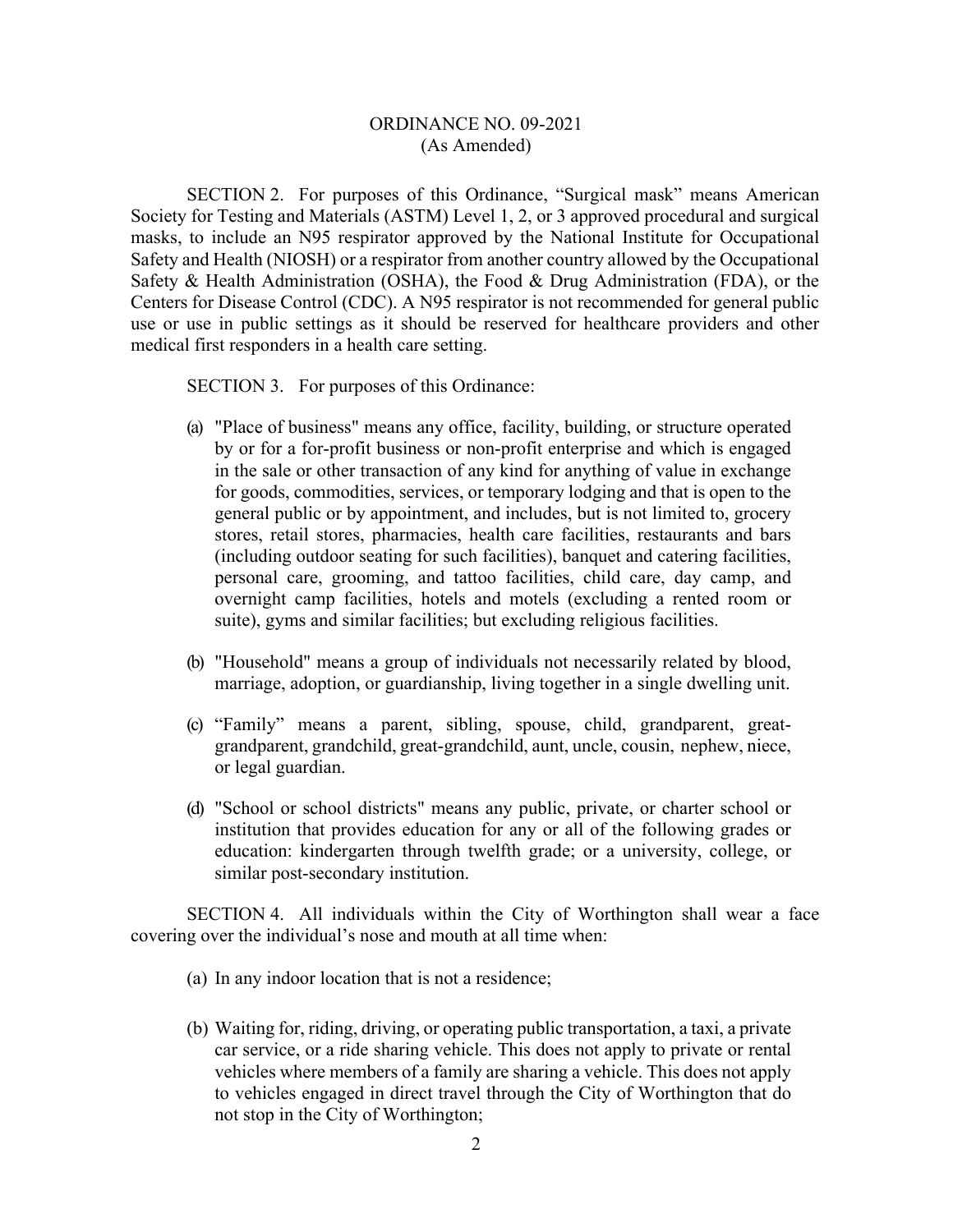ORDINANCE NO. 09-2021
(As Amended)

SECTION 2. For purposes of this Ordinance, "Surgical mask" means American Society for Testing and Materials (ASTM) Level 1, 2, or 3 approved procedural and surgical masks, to include an N95 respirator approved by the National Institute for Occupational Safety and Health (NIOSH) or a respirator from another country allowed by the Occupational Safety & Health Administration (OSHA), the Food & Drug Administration (FDA), or the Centers for Disease Control (CDC). A N95 respirator is not recommended for general public use or use in public settings as it should be reserved for healthcare providers and other medical first responders in a health care setting.

SECTION 3. For purposes of this Ordinance:

(a) "Place of business" means any office, facility, building, or structure operated by or for a for-profit business or non-profit enterprise and which is engaged in the sale or other transaction of any kind for anything of value in exchange for goods, commodities, services, or temporary lodging and that is open to the general public or by appointment, and includes, but is not limited to, grocery stores, retail stores, pharmacies, health care facilities, restaurants and bars (including outdoor seating for such facilities), banquet and catering facilities, personal care, grooming, and tattoo facilities, child care, day camp, and overnight camp facilities, hotels and motels (excluding a rented room or suite), gyms and similar facilities; but excluding religious facilities.

(b) "Household" means a group of individuals not necessarily related by blood, marriage, adoption, or guardianship, living together in a single dwelling unit.

(c) "Family" means a parent, sibling, spouse, child, grandparent, great-grandparent, grandchild, great-grandchild, aunt, uncle, cousin, nephew, niece, or legal guardian.

(d) "School or school districts" means any public, private, or charter school or institution that provides education for any or all of the following grades or education: kindergarten through twelfth grade; or a university, college, or similar post-secondary institution.

SECTION 4. All individuals within the City of Worthington shall wear a face covering over the individual's nose and mouth at all time when:

(a) In any indoor location that is not a residence;

(b) Waiting for, riding, driving, or operating public transportation, a taxi, a private car service, or a ride sharing vehicle. This does not apply to private or rental vehicles where members of a family are sharing a vehicle. This does not apply to vehicles engaged in direct travel through the City of Worthington that do not stop in the City of Worthington;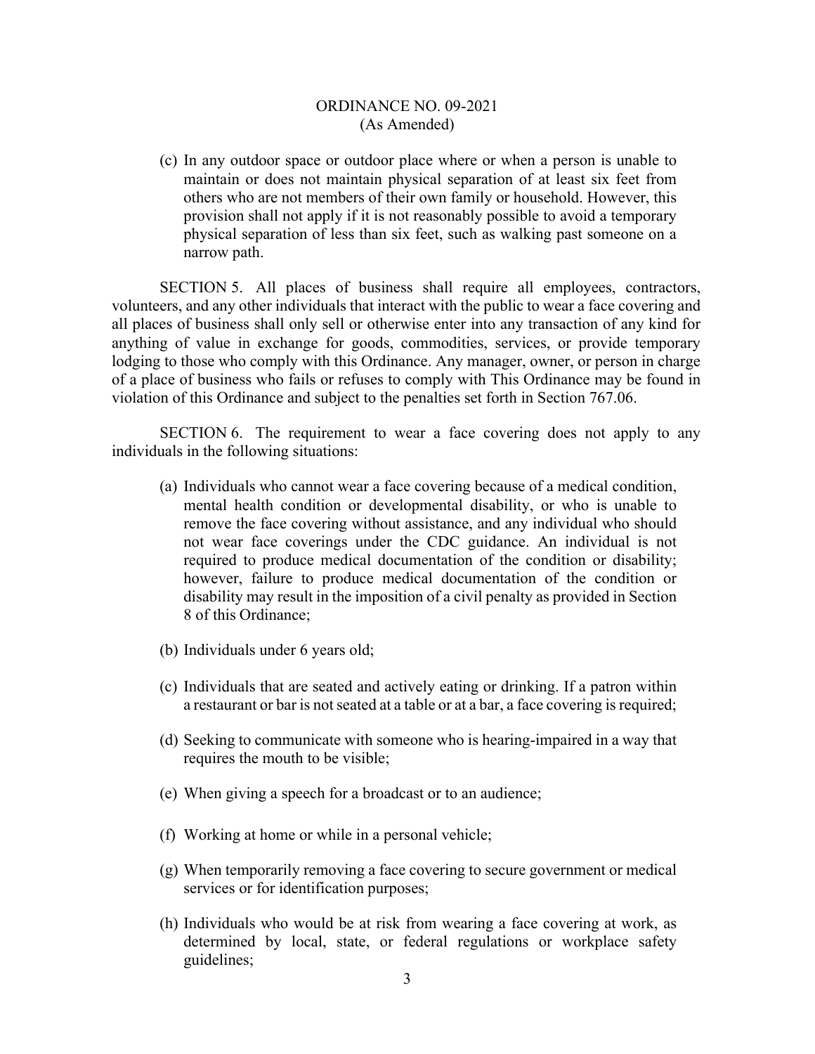ORDINANCE NO. 09-2021
(As Amended)

(c) In any outdoor space or outdoor place where or when a person is unable to maintain or does not maintain physical separation of at least six feet from others who are not members of their own family or household. However, this provision shall not apply if it is not reasonably possible to avoid a temporary physical separation of less than six feet, such as walking past someone on a narrow path.

SECTION 5. All places of business shall require all employees, contractors, volunteers, and any other individuals that interact with the public to wear a face covering and all places of business shall only sell or otherwise enter into any transaction of any kind for anything of value in exchange for goods, commodities, services, or provide temporary lodging to those who comply with this Ordinance. Any manager, owner, or person in charge of a place of business who fails or refuses to comply with This Ordinance may be found in violation of this Ordinance and subject to the penalties set forth in Section 767.06.

SECTION 6. The requirement to wear a face covering does not apply to any individuals in the following situations:

(a) Individuals who cannot wear a face covering because of a medical condition, mental health condition or developmental disability, or who is unable to remove the face covering without assistance, and any individual who should not wear face coverings under the CDC guidance. An individual is not required to produce medical documentation of the condition or disability; however, failure to produce medical documentation of the condition or disability may result in the imposition of a civil penalty as provided in Section 8 of this Ordinance;

(b) Individuals under 6 years old;

(c) Individuals that are seated and actively eating or drinking. If a patron within a restaurant or bar is not seated at a table or at a bar, a face covering is required;

(d) Seeking to communicate with someone who is hearing-impaired in a way that requires the mouth to be visible;

(e) When giving a speech for a broadcast or to an audience;

(f) Working at home or while in a personal vehicle;

(g) When temporarily removing a face covering to secure government or medical services or for identification purposes;

(h) Individuals who would be at risk from wearing a face covering at work, as determined by local, state, or federal regulations or workplace safety guidelines;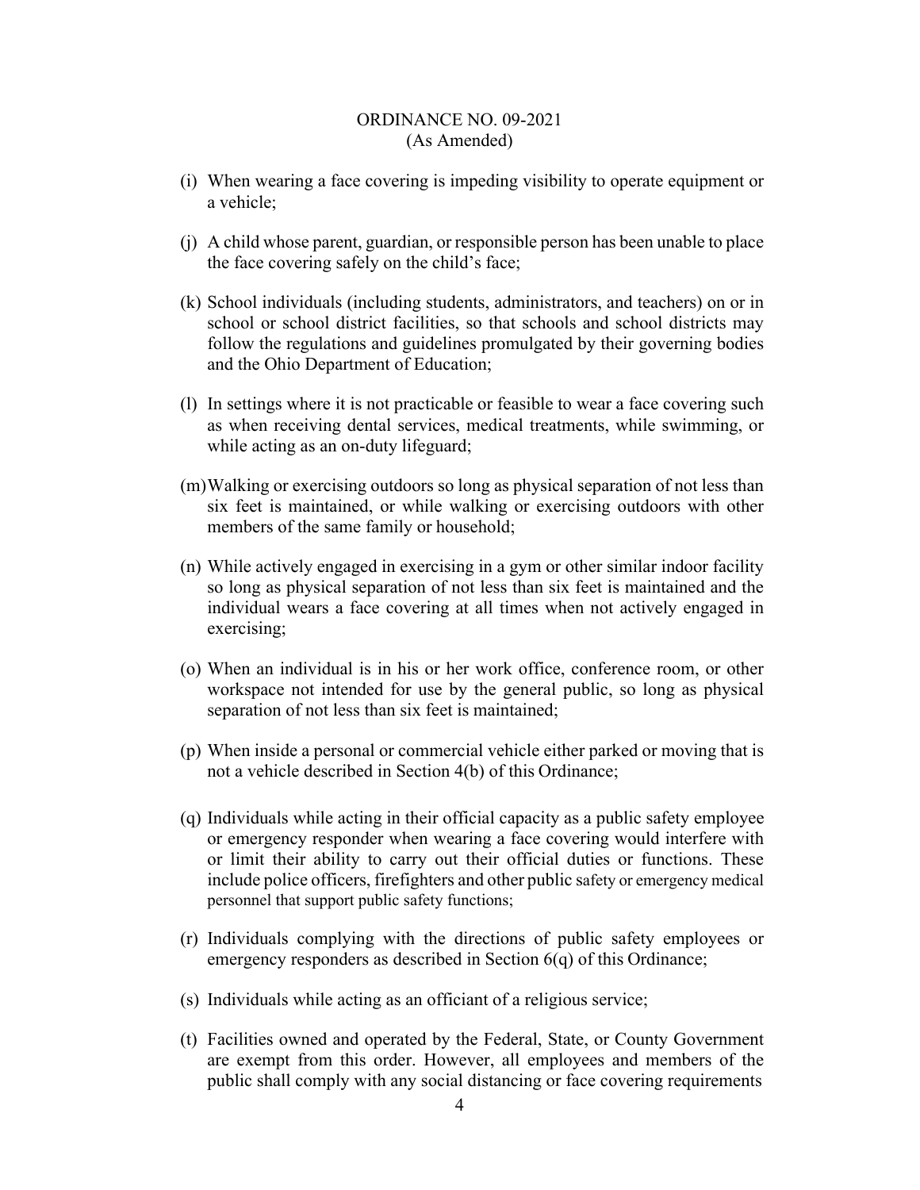ORDINANCE NO. 09-2021
(As Amended)

(i) When wearing a face covering is impeding visibility to operate equipment or a vehicle;

(j) A child whose parent, guardian, or responsible person has been unable to place the face covering safely on the child's face;

(k) School individuals (including students, administrators, and teachers) on or in school or school district facilities, so that schools and school districts may follow the regulations and guidelines promulgated by their governing bodies and the Ohio Department of Education;

(l) In settings where it is not practicable or feasible to wear a face covering such as when receiving dental services, medical treatments, while swimming, or while acting as an on-duty lifeguard;

(m) Walking or exercising outdoors so long as physical separation of not less than six feet is maintained, or while walking or exercising outdoors with other members of the same family or household;

(n) While actively engaged in exercising in a gym or other similar indoor facility so long as physical separation of not less than six feet is maintained and the individual wears a face covering at all times when not actively engaged in exercising;

(o) When an individual is in his or her work office, conference room, or other workspace not intended for use by the general public, so long as physical separation of not less than six feet is maintained;

(p) When inside a personal or commercial vehicle either parked or moving that is not a vehicle described in Section 4(b) of this Ordinance;

(q) Individuals while acting in their official capacity as a public safety employee or emergency responder when wearing a face covering would interfere with or limit their ability to carry out their official duties or functions. These include police officers, firefighters and other public safety or emergency medical personnel that support public safety functions;

(r) Individuals complying with the directions of public safety employees or emergency responders as described in Section 6(q) of this Ordinance;

(s) Individuals while acting as an officiant of a religious service;

(t) Facilities owned and operated by the Federal, State, or County Government are exempt from this order. However, all employees and members of the public shall comply with any social distancing or face covering requirements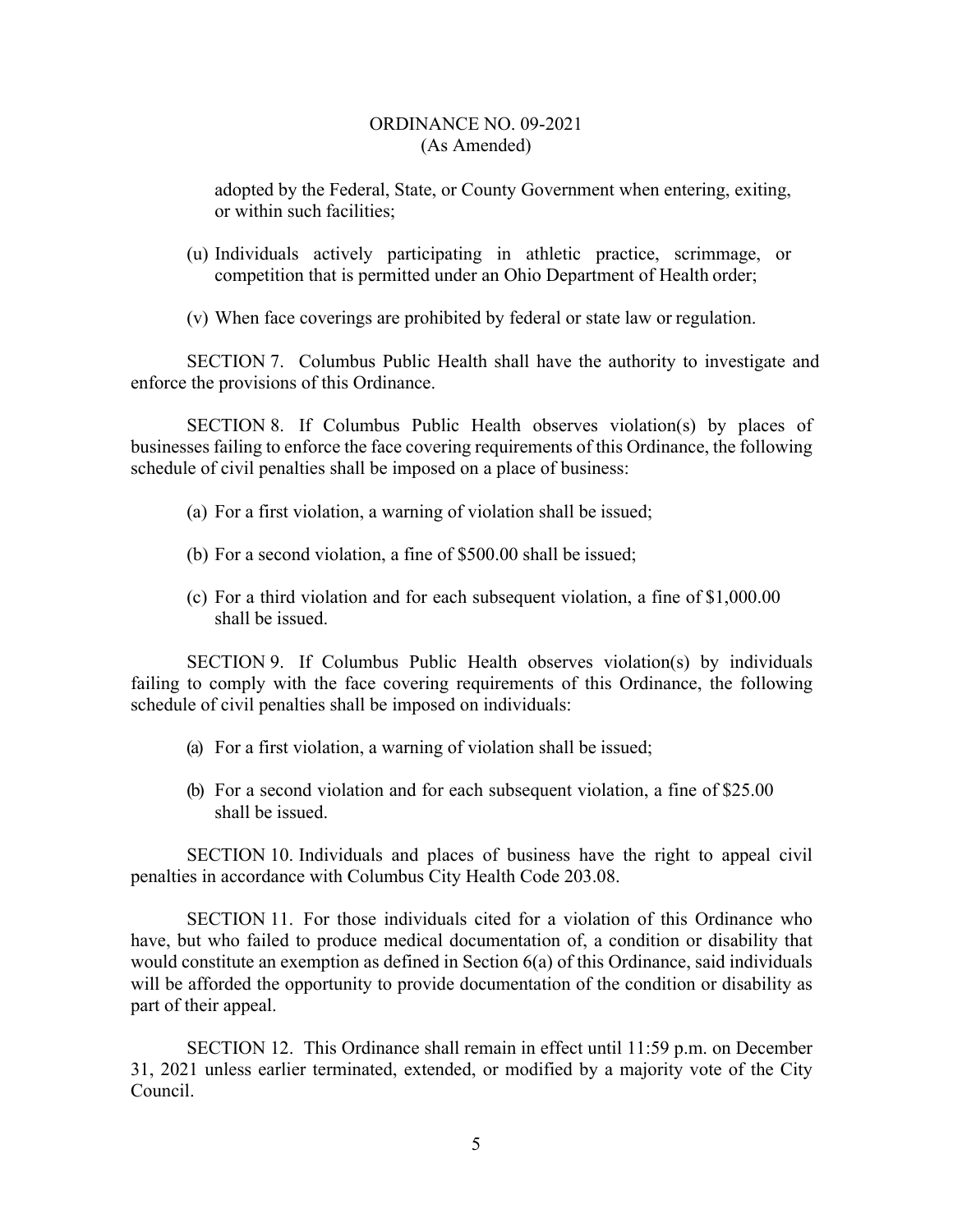adopted by the Federal, State, or County Government when entering, exiting, or within such facilities;

(u) Individuals actively participating in athletic practice, scrimmage, or competition that is permitted under an Ohio Department of Health order;

(v) When face coverings are prohibited by federal or state law or regulation.

SECTION 7. Columbus Public Health shall have the authority to investigate and enforce the provisions of this Ordinance.

SECTION 8. If Columbus Public Health observes violation(s) by places of businesses failing to enforce the face covering requirements of this Ordinance, the following schedule of civil penalties shall be imposed on a place of business:

(a) For a first violation, a warning of violation shall be issued;

(b) For a second violation, a fine of $500.00 shall be issued;

(c) For a third violation and for each subsequent violation, a fine of $1,000.00 shall be issued.

SECTION 9. If Columbus Public Health observes violation(s) by individuals failing to comply with the face covering requirements of this Ordinance, the following schedule of civil penalties shall be imposed on individuals:

(a) For a first violation, a warning of violation shall be issued;

(b) For a second violation and for each subsequent violation, a fine of $25.00 shall be issued.

SECTION 10. Individuals and places of business have the right to appeal civil penalties in accordance with Columbus City Health Code 203.08.

SECTION 11. For those individuals cited for a violation of this Ordinance who have, but who failed to produce medical documentation of, a condition or disability that would constitute an exemption as defined in Section 6(a) of this Ordinance, said individuals will be afforded the opportunity to provide documentation of the condition or disability as part of their appeal.

SECTION 12. This Ordinance shall remain in effect until 11:59 p.m. on December 31, 2021 unless earlier terminated, extended, or modified by a majority vote of the City Council.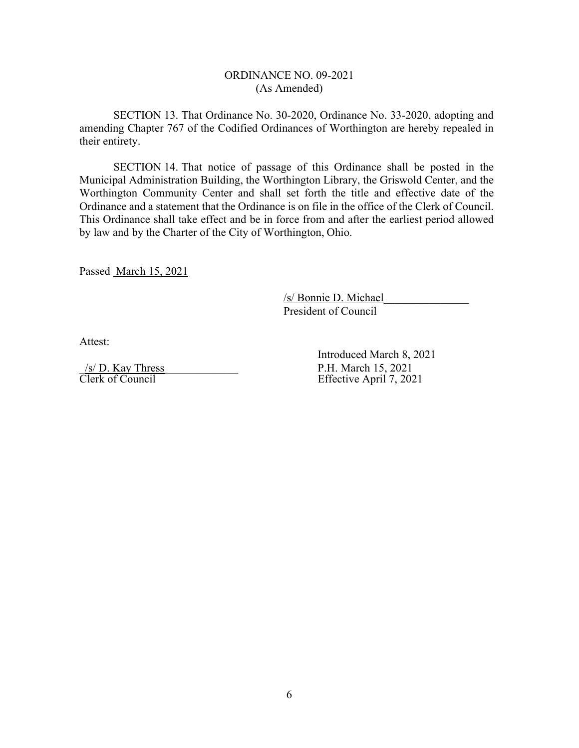ORDINANCE NO. 09-2021
(As Amended)

SECTION 13. That Ordinance No. 30-2020, Ordinance No. 33-2020, adopting and amending Chapter 767 of the Codified Ordinances of Worthington are hereby repealed in their entirety.

SECTION 14. That notice of passage of this Ordinance shall be posted in the Municipal Administration Building, the Worthington Library, the Griswold Center, and the Worthington Community Center and shall set forth the title and effective date of the Ordinance and a statement that the Ordinance is on file in the office of the Clerk of Council. This Ordinance shall take effect and be in force from and after the earliest period allowed by law and by the Charter of the City of Worthington, Ohio.

Passed March 15, 2021

/s/ Bonnie D. Michael
President of Council

Attest:

/s/ D. Kay Thress
Clerk of Council

Introduced March 8, 2021
P.H. March 15, 2021
Effective April 7, 2021